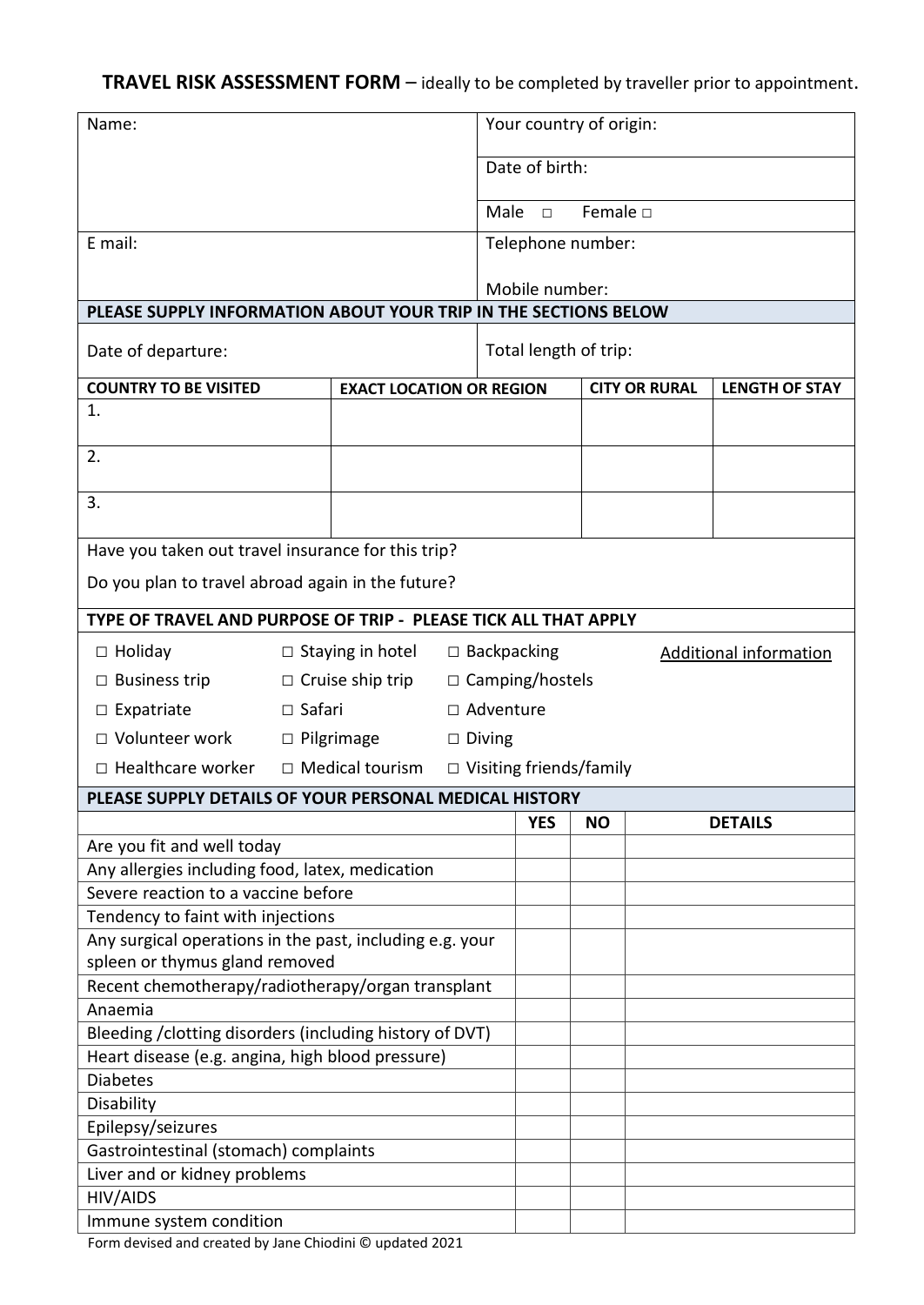**TRAVEL RISK ASSESSMENT FORM** – ideally to be completed by traveller prior to appointment.

| | |
|---|---|
| Name: | Your country of origin: |
| | Date of birth: |
| | Male □ Female □ |
| E mail: | Telephone number: |
| | Mobile number: |

**PLEASE SUPPLY INFORMATION ABOUT YOUR TRIP IN THE SECTIONS BELOW**

| | |
|---|---|
| Date of departure: | Total length of trip: |

| COUNTRY TO BE VISITED | EXACT LOCATION OR REGION | CITY OR RURAL | LENGTH OF STAY |
|---|---|---|---|
| 1. | | | |
| 2. | | | |
| 3. | | | |

Have you taken out travel insurance for this trip?

Do you plan to travel abroad again in the future?

**TYPE OF TRAVEL AND PURPOSE OF TRIP - PLEASE TICK ALL THAT APPLY**

| | | | |
|---|---|---|---|
| □ Holiday | □ Staying in hotel | □ Backpacking | Additional information |
| □ Business trip | □ Cruise ship trip | □ Camping/hostels | |
| □ Expatriate | □ Safari | □ Adventure | |
| □ Volunteer work | □ Pilgrimage | □ Diving | |
| □ Healthcare worker | □ Medical tourism | □ Visiting friends/family | |

**PLEASE SUPPLY DETAILS OF YOUR PERSONAL MEDICAL HISTORY**

| | YES | NO | DETAILS |
|---|---|---|---|
| Are you fit and well today | | | |
| Any allergies including food, latex, medication | | | |
| Severe reaction to a vaccine before | | | |
| Tendency to faint with injections | | | |
| Any surgical operations in the past, including e.g. your spleen or thymus gland removed | | | |
| Recent chemotherapy/radiotherapy/organ transplant | | | |
| Anaemia | | | |
| Bleeding /clotting disorders (including history of DVT) | | | |
| Heart disease (e.g. angina, high blood pressure) | | | |
| Diabetes | | | |
| Disability | | | |
| Epilepsy/seizures | | | |
| Gastrointestinal (stomach) complaints | | | |
| Liver and or kidney problems | | | |
| HIV/AIDS | | | |
| Immune system condition | | | |

Form devised and created by Jane Chiodini © updated 2021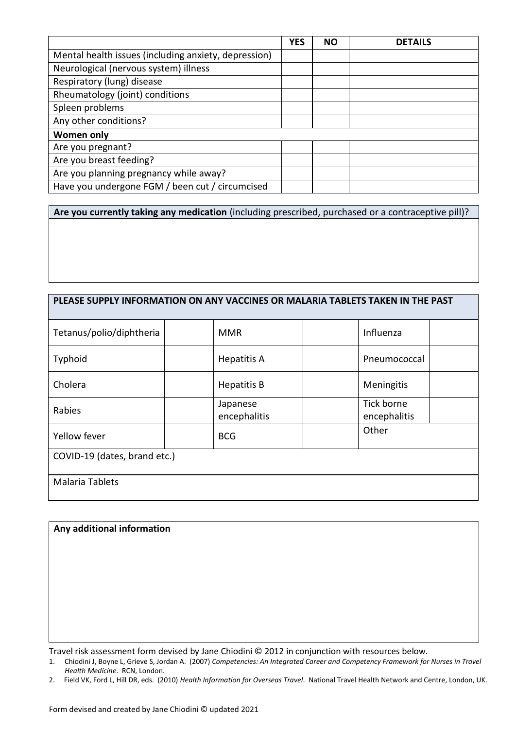| | YES | NO | DETAILS |
|---|---|---|---|
| Mental health issues (including anxiety, depression) | | | |
| Neurological (nervous system) illness | | | |
| Respiratory (lung) disease | | | |
| Rheumatology (joint) conditions | | | |
| Spleen problems | | | |
| Any other conditions? | | | |
| **Women only** | | | |
| Are you pregnant? | | | |
| Are you breast feeding? | | | |
| Are you planning pregnancy while away? | | | |
| Have you undergone FGM / been cut / circumcised | | | |

| **Are you currently taking any medication** (including prescribed, purchased or a contraceptive pill)? |
|---|
| |

| **PLEASE SUPPLY INFORMATION ON ANY VACCINES OR MALARIA TABLETS TAKEN IN THE PAST** | | | | | |
|---|---|---|---|---|---|
| Tetanus/polio/diphtheria | | MMR | | Influenza | |
| Typhoid | | Hepatitis A | | Pneumococcal | |
| Cholera | | Hepatitis B | | Meningitis | |
| Rabies | | Japanese encephalitis | | Tick borne encephalitis | |
| Yellow fever | | BCG | | Other | |
| COVID-19 (dates, brand etc.) | | | | | |
| Malaria Tablets | | | | | |

| **Any additional information** |
|---|
| |

Travel risk assessment form devised by Jane Chiodini © 2012 in conjunction with resources below.

1. Chiodini J, Boyne L, Grieve S, Jordan A. (2007) *Competencies: An Integrated Career and Competency Framework for Nurses in Travel Health Medicine*. RCN, London.
2. Field VK, Ford L, Hill DR, eds. (2010) *Health Information for Overseas Travel*. National Travel Health Network and Centre, London, UK.

Form devised and created by Jane Chiodini © updated 2021